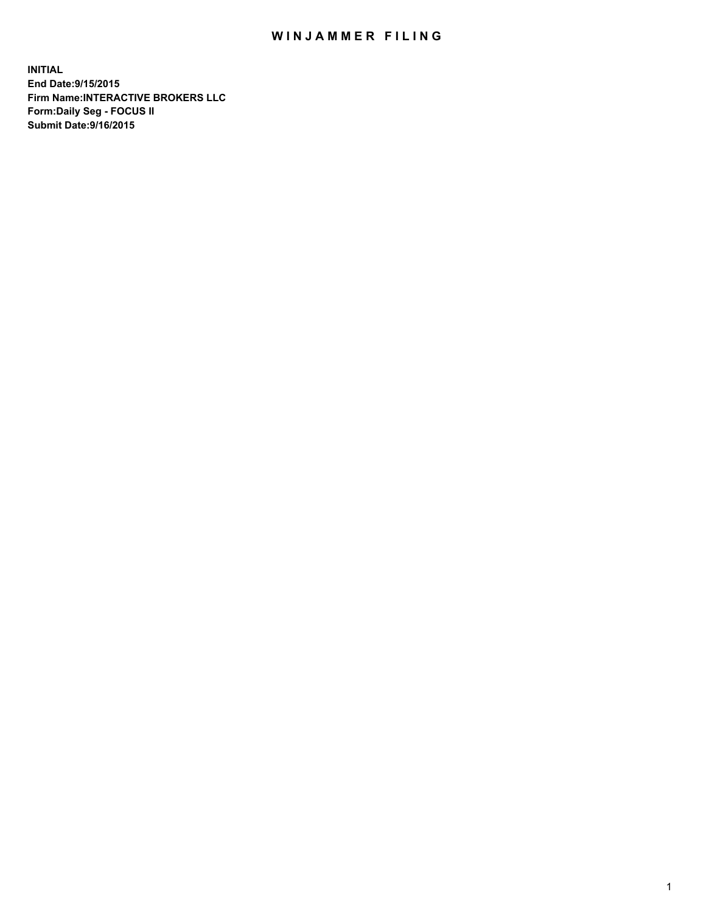# WINJAMMER FILING

**INITIAL**
**End Date:9/15/2015**
**Firm Name:INTERACTIVE BROKERS LLC**
**Form:Daily Seg - FOCUS II**
**Submit Date:9/16/2015**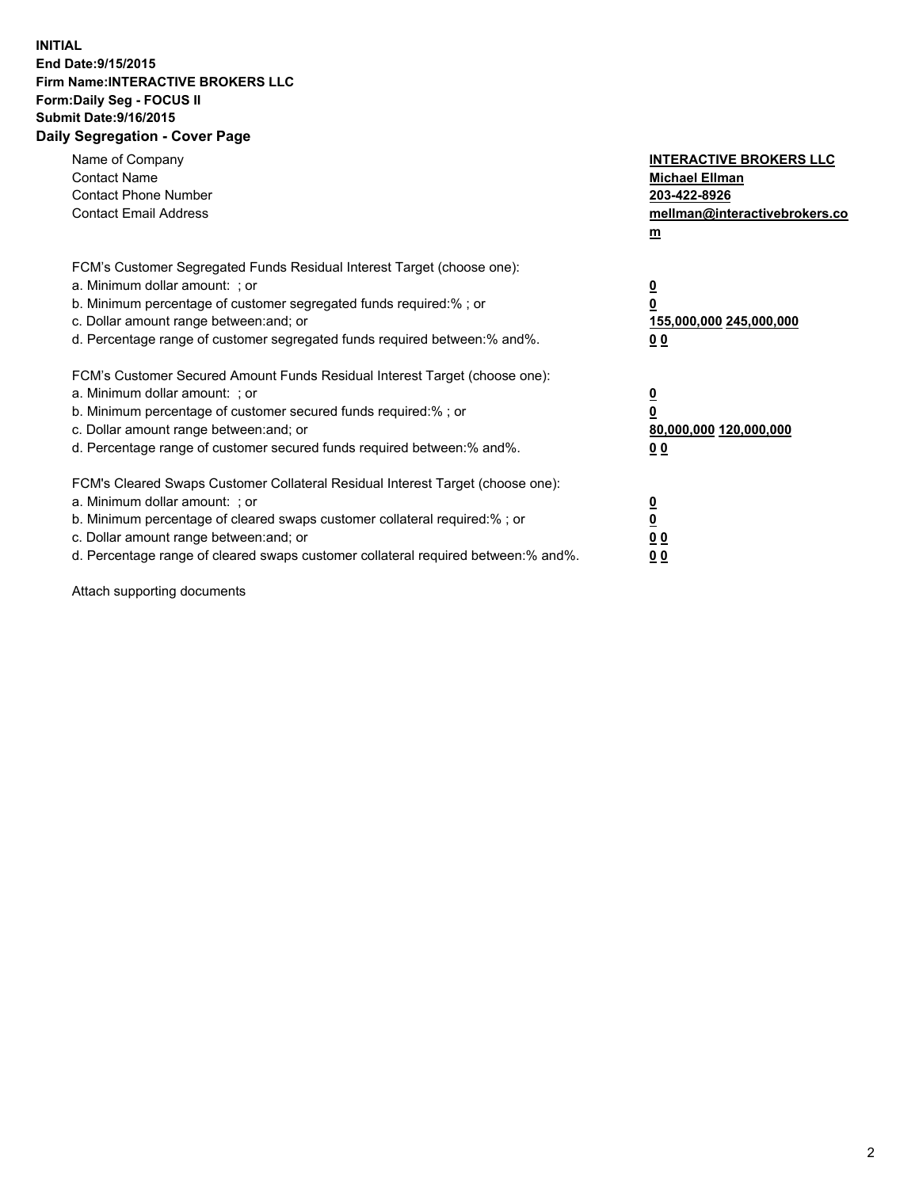**INITIAL**
**End Date:9/15/2015**
**Firm Name:INTERACTIVE BROKERS LLC**
**Form:Daily Seg - FOCUS II**
**Submit Date:9/16/2015**

## Daily Segregation - Cover Page

| | |
|---|---|
| Name of Company | **INTERACTIVE BROKERS LLC** |
| Contact Name | **Michael Ellman** |
| Contact Phone Number | **203-422-8926** |
| Contact Email Address | **mellman@interactivebrokers.com** |

FCM's Customer Segregated Funds Residual Interest Target (choose one):

| | |
|---|---|
| a. Minimum dollar amount: ; or | **0** |
| b. Minimum percentage of customer segregated funds required:% ; or | **0** |
| c. Dollar amount range between:and; or | **155,000,000 245,000,000** |
| d. Percentage range of customer segregated funds required between:% and%. | **0 0** |

FCM's Customer Secured Amount Funds Residual Interest Target (choose one):

| | |
|---|---|
| a. Minimum dollar amount: ; or | **0** |
| b. Minimum percentage of customer secured funds required:% ; or | **0** |
| c. Dollar amount range between:and; or | **80,000,000 120,000,000** |
| d. Percentage range of customer secured funds required between:% and%. | **0 0** |

FCM's Cleared Swaps Customer Collateral Residual Interest Target (choose one):

| | |
|---|---|
| a. Minimum dollar amount: ; or | **0** |
| b. Minimum percentage of cleared swaps customer collateral required:% ; or | **0** |
| c. Dollar amount range between:and; or | **0 0** |
| d. Percentage range of cleared swaps customer collateral required between:% and%. | **0 0** |

Attach supporting documents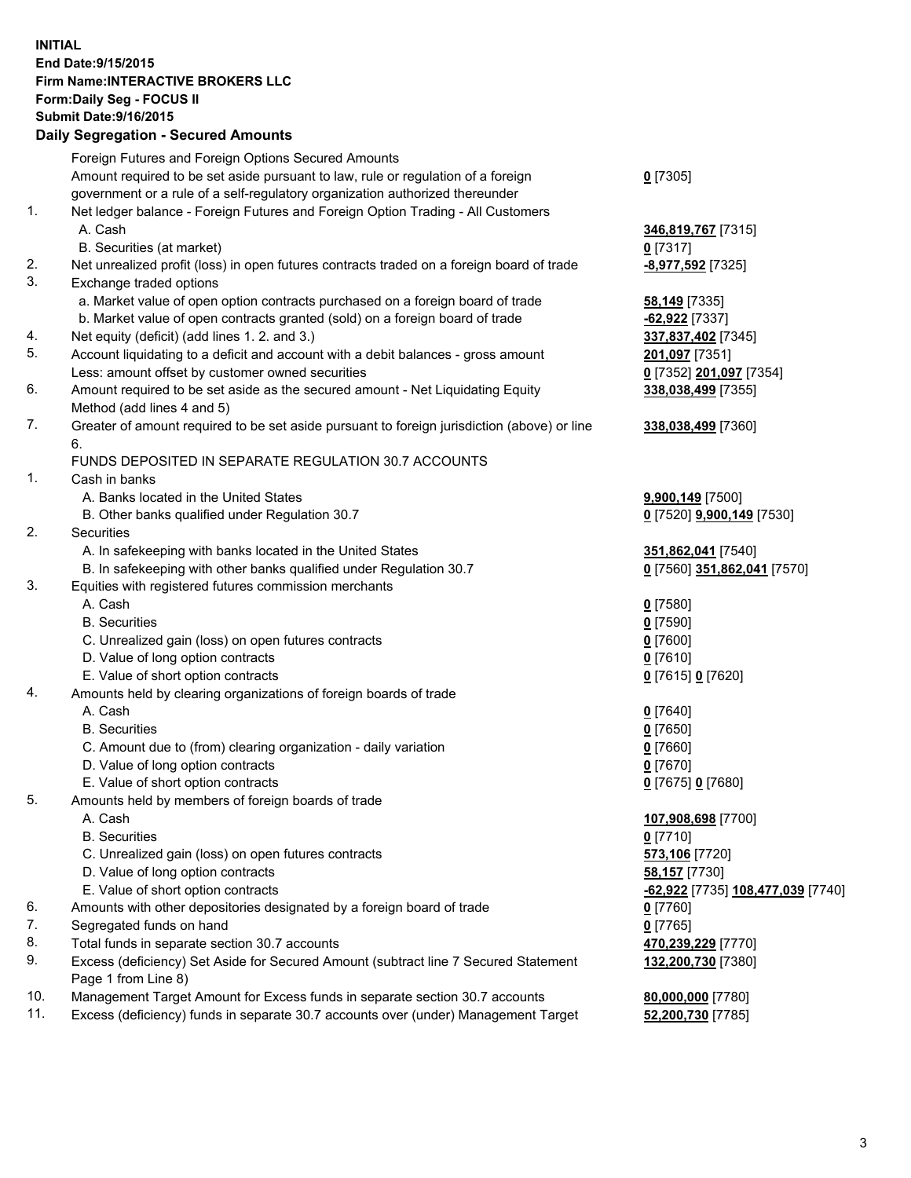**INITIAL**
**End Date:9/15/2015**
**Firm Name:INTERACTIVE BROKERS LLC**
**Form:Daily Seg - FOCUS II**
**Submit Date:9/16/2015**

**Daily Segregation - Secured Amounts**

| | | |
|---|---|---|
| | Foreign Futures and Foreign Options Secured Amounts | |
| | Amount required to be set aside pursuant to law, rule or regulation of a foreign government or a rule of a self-regulatory organization authorized thereunder | **0** [7305] |
| 1. | Net ledger balance - Foreign Futures and Foreign Option Trading - All Customers | |
| | A. Cash | **346,819,767** [7315] |
| | B. Securities (at market) | **0** [7317] |
| 2. | Net unrealized profit (loss) in open futures contracts traded on a foreign board of trade | **-8,977,592** [7325] |
| 3. | Exchange traded options | |
| | a. Market value of open option contracts purchased on a foreign board of trade | **58,149** [7335] |
| | b. Market value of open contracts granted (sold) on a foreign board of trade | **-62,922** [7337] |
| 4. | Net equity (deficit) (add lines 1. 2. and 3.) | **337,837,402** [7345] |
| 5. | Account liquidating to a deficit and account with a debit balances - gross amount | **201,097** [7351] |
| | Less: amount offset by customer owned securities | **0** [7352] **201,097** [7354] |
| 6. | Amount required to be set aside as the secured amount - Net Liquidating Equity Method (add lines 4 and 5) | **338,038,499** [7355] |
| 7. | Greater of amount required to be set aside pursuant to foreign jurisdiction (above) or line 6. | **338,038,499** [7360] |
| | FUNDS DEPOSITED IN SEPARATE REGULATION 30.7 ACCOUNTS | |
| 1. | Cash in banks | |
| | A. Banks located in the United States | **9,900,149** [7500] |
| | B. Other banks qualified under Regulation 30.7 | **0** [7520] **9,900,149** [7530] |
| 2. | Securities | |
| | A. In safekeeping with banks located in the United States | **351,862,041** [7540] |
| | B. In safekeeping with other banks qualified under Regulation 30.7 | **0** [7560] **351,862,041** [7570] |
| 3. | Equities with registered futures commission merchants | |
| | A. Cash | **0** [7580] |
| | B. Securities | **0** [7590] |
| | C. Unrealized gain (loss) on open futures contracts | **0** [7600] |
| | D. Value of long option contracts | **0** [7610] |
| | E. Value of short option contracts | **0** [7615] **0** [7620] |
| 4. | Amounts held by clearing organizations of foreign boards of trade | |
| | A. Cash | **0** [7640] |
| | B. Securities | **0** [7650] |
| | C. Amount due to (from) clearing organization - daily variation | **0** [7660] |
| | D. Value of long option contracts | **0** [7670] |
| | E. Value of short option contracts | **0** [7675] **0** [7680] |
| 5. | Amounts held by members of foreign boards of trade | |
| | A. Cash | **107,908,698** [7700] |
| | B. Securities | **0** [7710] |
| | C. Unrealized gain (loss) on open futures contracts | **573,106** [7720] |
| | D. Value of long option contracts | **58,157** [7730] |
| | E. Value of short option contracts | **-62,922** [7735] **108,477,039** [7740] |
| 6. | Amounts with other depositories designated by a foreign board of trade | **0** [7760] |
| 7. | Segregated funds on hand | **0** [7765] |
| 8. | Total funds in separate section 30.7 accounts | **470,239,229** [7770] |
| 9. | Excess (deficiency) Set Aside for Secured Amount (subtract line 7 Secured Statement Page 1 from Line 8) | **132,200,730** [7380] |
| 10. | Management Target Amount for Excess funds in separate section 30.7 accounts | **80,000,000** [7780] |
| 11. | Excess (deficiency) funds in separate 30.7 accounts over (under) Management Target | **52,200,730** [7785] |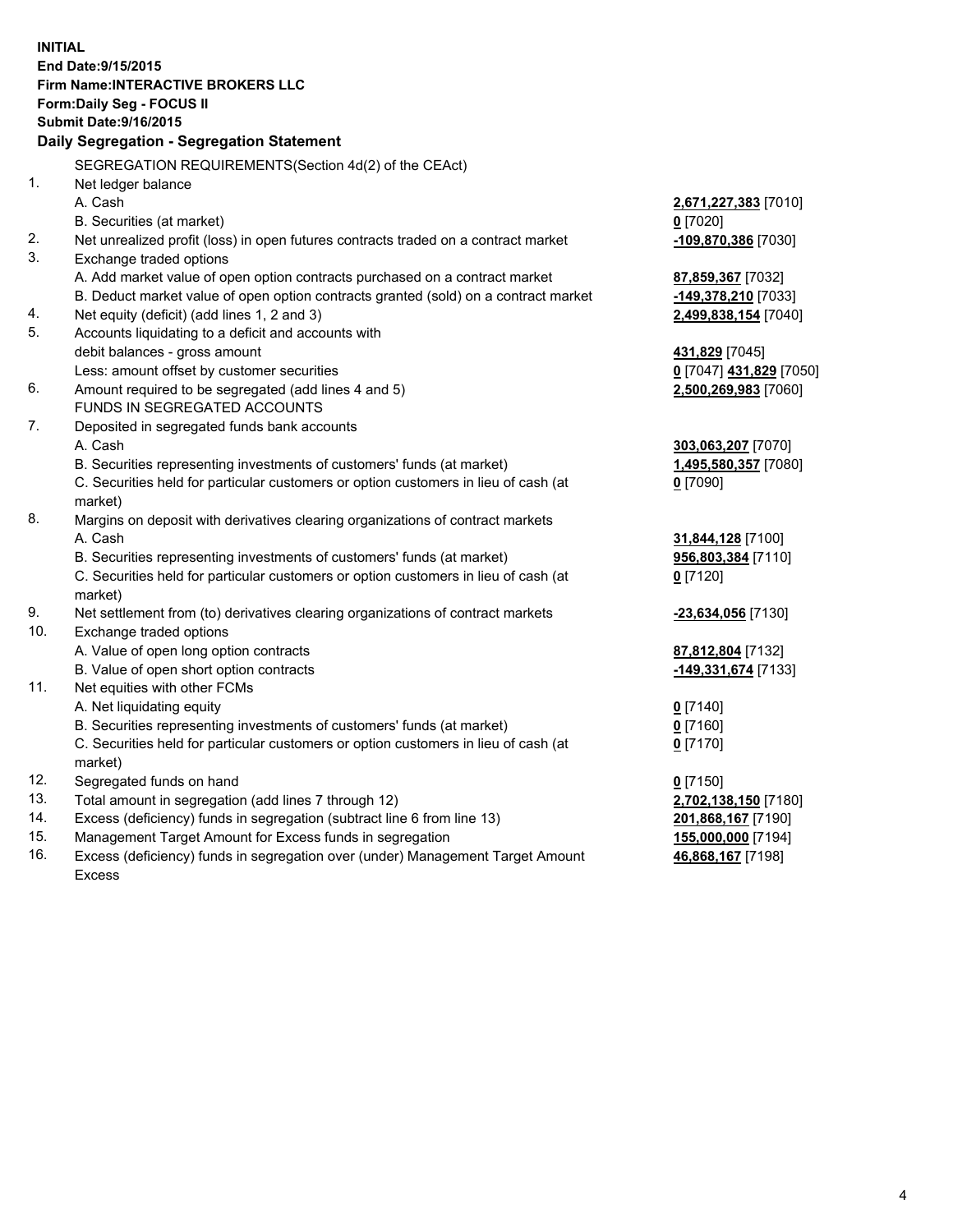**INITIAL**
**End Date:9/15/2015**
**Firm Name:INTERACTIVE BROKERS LLC**
**Form:Daily Seg - FOCUS II**
**Submit Date:9/16/2015**
**Daily Segregation - Segregation Statement**

SEGREGATION REQUIREMENTS(Section 4d(2) of the CEAct)

| | | |
|---|---|---|
| 1. | Net ledger balance | |
| | A. Cash | **2,671,227,383** [7010] |
| | B. Securities (at market) | **0** [7020] |
| 2. | Net unrealized profit (loss) in open futures contracts traded on a contract market | **-109,870,386** [7030] |
| 3. | Exchange traded options | |
| | A. Add market value of open option contracts purchased on a contract market | **87,859,367** [7032] |
| | B. Deduct market value of open option contracts granted (sold) on a contract market | **-149,378,210** [7033] |
| 4. | Net equity (deficit) (add lines 1, 2 and 3) | **2,499,838,154** [7040] |
| 5. | Accounts liquidating to a deficit and accounts with | |
| | debit balances - gross amount | **431,829** [7045] |
| | Less: amount offset by customer securities | **0** [7047] **431,829** [7050] |
| 6. | Amount required to be segregated (add lines 4 and 5) | **2,500,269,983** [7060] |
| | FUNDS IN SEGREGATED ACCOUNTS | |
| 7. | Deposited in segregated funds bank accounts | |
| | A. Cash | **303,063,207** [7070] |
| | B. Securities representing investments of customers' funds (at market) | **1,495,580,357** [7080] |
| | C. Securities held for particular customers or option customers in lieu of cash (at market) | **0** [7090] |
| 8. | Margins on deposit with derivatives clearing organizations of contract markets | |
| | A. Cash | **31,844,128** [7100] |
| | B. Securities representing investments of customers' funds (at market) | **956,803,384** [7110] |
| | C. Securities held for particular customers or option customers in lieu of cash (at market) | **0** [7120] |
| 9. | Net settlement from (to) derivatives clearing organizations of contract markets | **-23,634,056** [7130] |
| 10. | Exchange traded options | |
| | A. Value of open long option contracts | **87,812,804** [7132] |
| | B. Value of open short option contracts | **-149,331,674** [7133] |
| 11. | Net equities with other FCMs | |
| | A. Net liquidating equity | **0** [7140] |
| | B. Securities representing investments of customers' funds (at market) | **0** [7160] |
| | C. Securities held for particular customers or option customers in lieu of cash (at market) | **0** [7170] |
| 12. | Segregated funds on hand | **0** [7150] |
| 13. | Total amount in segregation (add lines 7 through 12) | **2,702,138,150** [7180] |
| 14. | Excess (deficiency) funds in segregation (subtract line 6 from line 13) | **201,868,167** [7190] |
| 15. | Management Target Amount for Excess funds in segregation | **155,000,000** [7194] |
| 16. | Excess (deficiency) funds in segregation over (under) Management Target Amount Excess | **46,868,167** [7198] |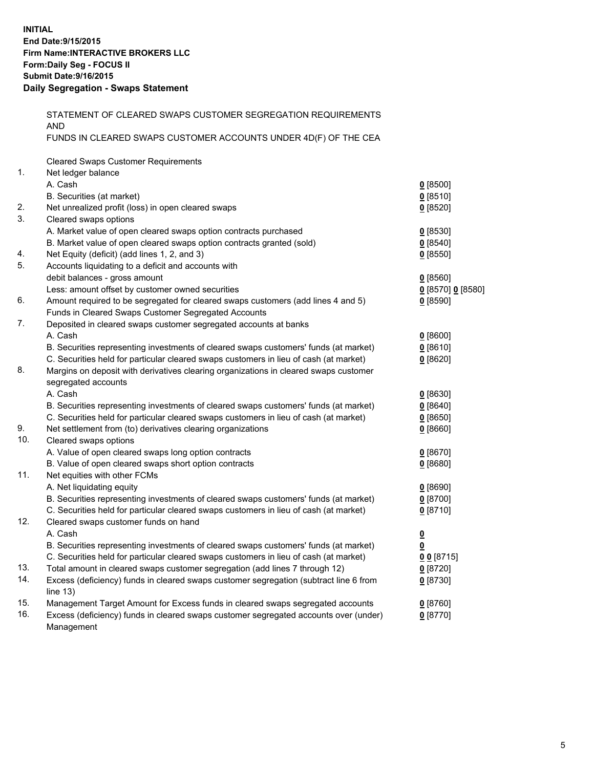**INITIAL**
**End Date:9/15/2015**
**Firm Name:INTERACTIVE BROKERS LLC**
**Form:Daily Seg - FOCUS II**
**Submit Date:9/16/2015**
**Daily Segregation - Swaps Statement**

STATEMENT OF CLEARED SWAPS CUSTOMER SEGREGATION REQUIREMENTS
AND
FUNDS IN CLEARED SWAPS CUSTOMER ACCOUNTS UNDER 4D(F) OF THE CEA

| | | |
|---|---|---|
| | Cleared Swaps Customer Requirements | |
| 1. | Net ledger balance | |
| | A. Cash | 0 [8500] |
| | B. Securities (at market) | 0 [8510] |
| 2. | Net unrealized profit (loss) in open cleared swaps | 0 [8520] |
| 3. | Cleared swaps options | |
| | A. Market value of open cleared swaps option contracts purchased | 0 [8530] |
| | B. Market value of open cleared swaps option contracts granted (sold) | 0 [8540] |
| 4. | Net Equity (deficit) (add lines 1, 2, and 3) | 0 [8550] |
| 5. | Accounts liquidating to a deficit and accounts with | |
| | debit balances - gross amount | 0 [8560] |
| | Less: amount offset by customer owned securities | 0 [8570] 0 [8580] |
| 6. | Amount required to be segregated for cleared swaps customers (add lines 4 and 5) | 0 [8590] |
| | Funds in Cleared Swaps Customer Segregated Accounts | |
| 7. | Deposited in cleared swaps customer segregated accounts at banks | |
| | A. Cash | 0 [8600] |
| | B. Securities representing investments of cleared swaps customers' funds (at market) | 0 [8610] |
| | C. Securities held for particular cleared swaps customers in lieu of cash (at market) | 0 [8620] |
| 8. | Margins on deposit with derivatives clearing organizations in cleared swaps customer segregated accounts | |
| | A. Cash | 0 [8630] |
| | B. Securities representing investments of cleared swaps customers' funds (at market) | 0 [8640] |
| | C. Securities held for particular cleared swaps customers in lieu of cash (at market) | 0 [8650] |
| 9. | Net settlement from (to) derivatives clearing organizations | 0 [8660] |
| 10. | Cleared swaps options | |
| | A. Value of open cleared swaps long option contracts | 0 [8670] |
| | B. Value of open cleared swaps short option contracts | 0 [8680] |
| 11. | Net equities with other FCMs | |
| | A. Net liquidating equity | 0 [8690] |
| | B. Securities representing investments of cleared swaps customers' funds (at market) | 0 [8700] |
| | C. Securities held for particular cleared swaps customers in lieu of cash (at market) | 0 [8710] |
| 12. | Cleared swaps customer funds on hand | |
| | A. Cash | 0 |
| | B. Securities representing investments of cleared swaps customers' funds (at market) | 0 |
| | C. Securities held for particular cleared swaps customers in lieu of cash (at market) | 0 0 [8715] |
| 13. | Total amount in cleared swaps customer segregation (add lines 7 through 12) | 0 [8720] |
| 14. | Excess (deficiency) funds in cleared swaps customer segregation (subtract line 6 from line 13) | 0 [8730] |
| 15. | Management Target Amount for Excess funds in cleared swaps segregated accounts | 0 [8760] |
| 16. | Excess (deficiency) funds in cleared swaps customer segregated accounts over (under) Management | 0 [8770] |